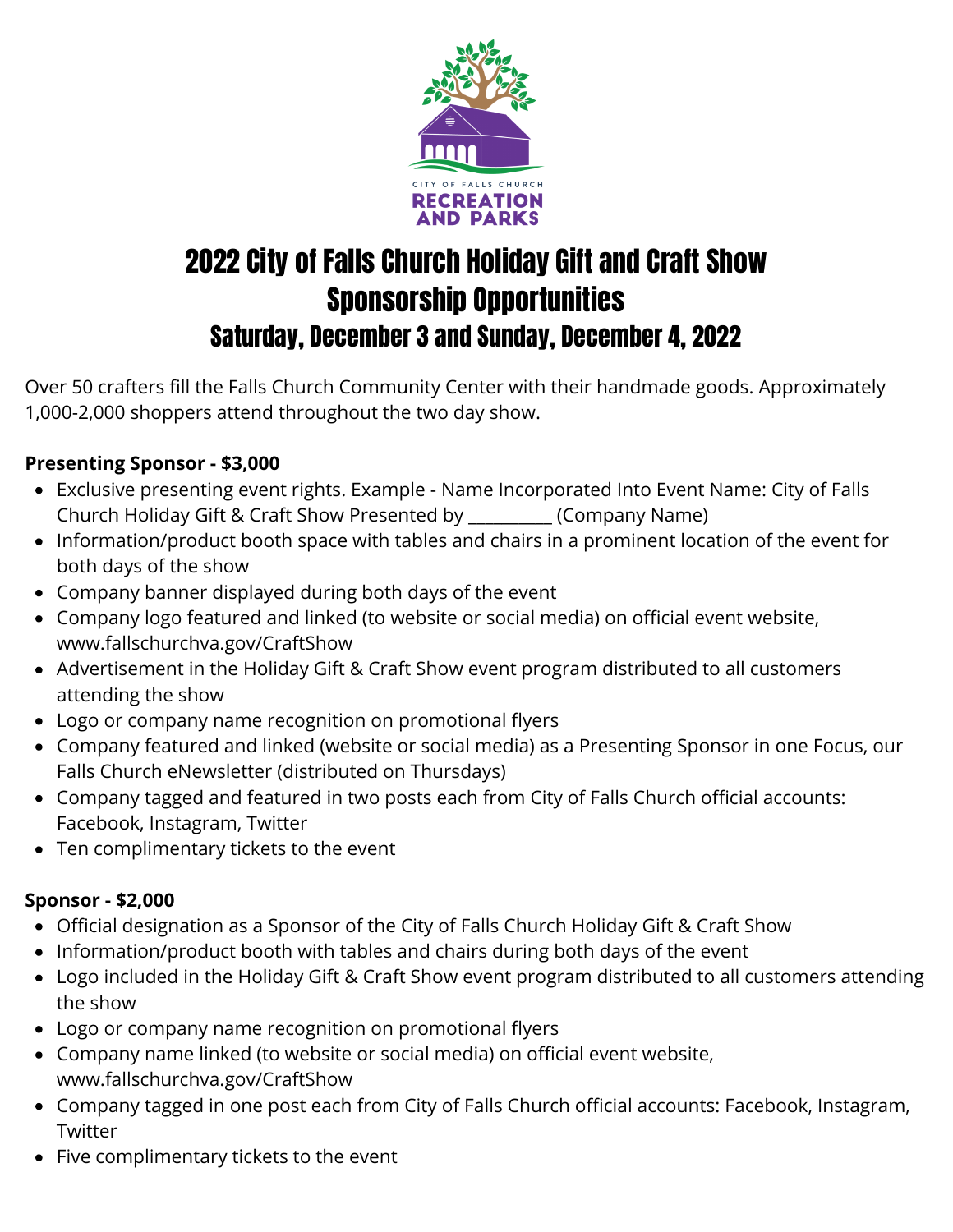CITY OF FALLS CHURCH
RECREATION AND PARKS

# 2022 City of Falls Church Holiday Gift and Craft Show Sponsorship Opportunities

## Saturday, December 3 and Sunday, December 4, 2022

Over 50 crafters fill the Falls Church Community Center with their handmade goods. Approximately 1,000-2,000 shoppers attend throughout the two day show.

**Presenting Sponsor - $3,000**

- Exclusive presenting event rights. Example - Name Incorporated Into Event Name: City of Falls Church Holiday Gift & Craft Show Presented by __________ (Company Name)
- Information/product booth space with tables and chairs in a prominent location of the event for both days of the show
- Company banner displayed during both days of the event
- Company logo featured and linked (to website or social media) on official event website, www.fallschurchva.gov/CraftShow
- Advertisement in the Holiday Gift & Craft Show event program distributed to all customers attending the show
- Logo or company name recognition on promotional flyers
- Company featured and linked (website or social media) as a Presenting Sponsor in one Focus, our Falls Church eNewsletter (distributed on Thursdays)
- Company tagged and featured in two posts each from City of Falls Church official accounts: Facebook, Instagram, Twitter
- Ten complimentary tickets to the event

**Sponsor - $2,000**

- Official designation as a Sponsor of the City of Falls Church Holiday Gift & Craft Show
- Information/product booth with tables and chairs during both days of the event
- Logo included in the Holiday Gift & Craft Show event program distributed to all customers attending the show
- Logo or company name recognition on promotional flyers
- Company name linked (to website or social media) on official event website, www.fallschurchva.gov/CraftShow
- Company tagged in one post each from City of Falls Church official accounts: Facebook, Instagram, Twitter
- Five complimentary tickets to the event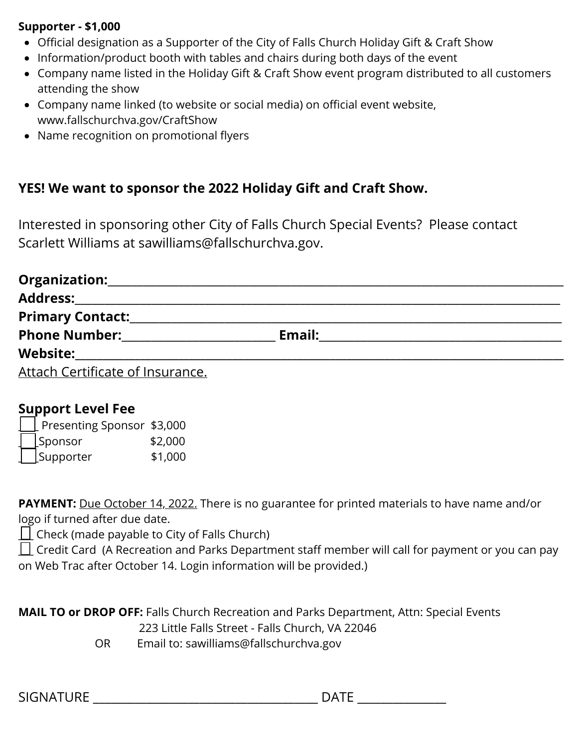**Supporter - $1,000**

- Official designation as a Supporter of the City of Falls Church Holiday Gift & Craft Show
- Information/product booth with tables and chairs during both days of the event
- Company name listed in the Holiday Gift & Craft Show event program distributed to all customers attending the show
- Company name linked (to website or social media) on official event website, www.fallschurchva.gov/CraftShow
- Name recognition on promotional flyers

**YES! We want to sponsor the 2022 Holiday Gift and Craft Show.**

Interested in sponsoring other City of Falls Church Special Events? Please contact Scarlett Williams at sawilliams@fallschurchva.gov.

**Organization:**______________________________________________

**Address:**______________________________________________

**Primary Contact:**______________________________________________

**Phone Number:**_______________________ **Email:**_______________________

**Website:**______________________________________________

Attach Certificate of Insurance.

**Support Level Fee**

☐ Presenting Sponsor $3,000
☐ Sponsor $2,000
☐ Supporter $1,000

**PAYMENT:** Due October 14, 2022. There is no guarantee for printed materials to have name and/or logo if turned after due date.

☐ Check (made payable to City of Falls Church)
☐ Credit Card (A Recreation and Parks Department staff member will call for payment or you can pay on Web Trac after October 14. Login information will be provided.)

**MAIL TO or DROP OFF:** Falls Church Recreation and Parks Department, Attn: Special Events
223 Little Falls Street - Falls Church, VA 22046
OR Email to: sawilliams@fallschurchva.gov

SIGNATURE ______________________________ DATE ______________